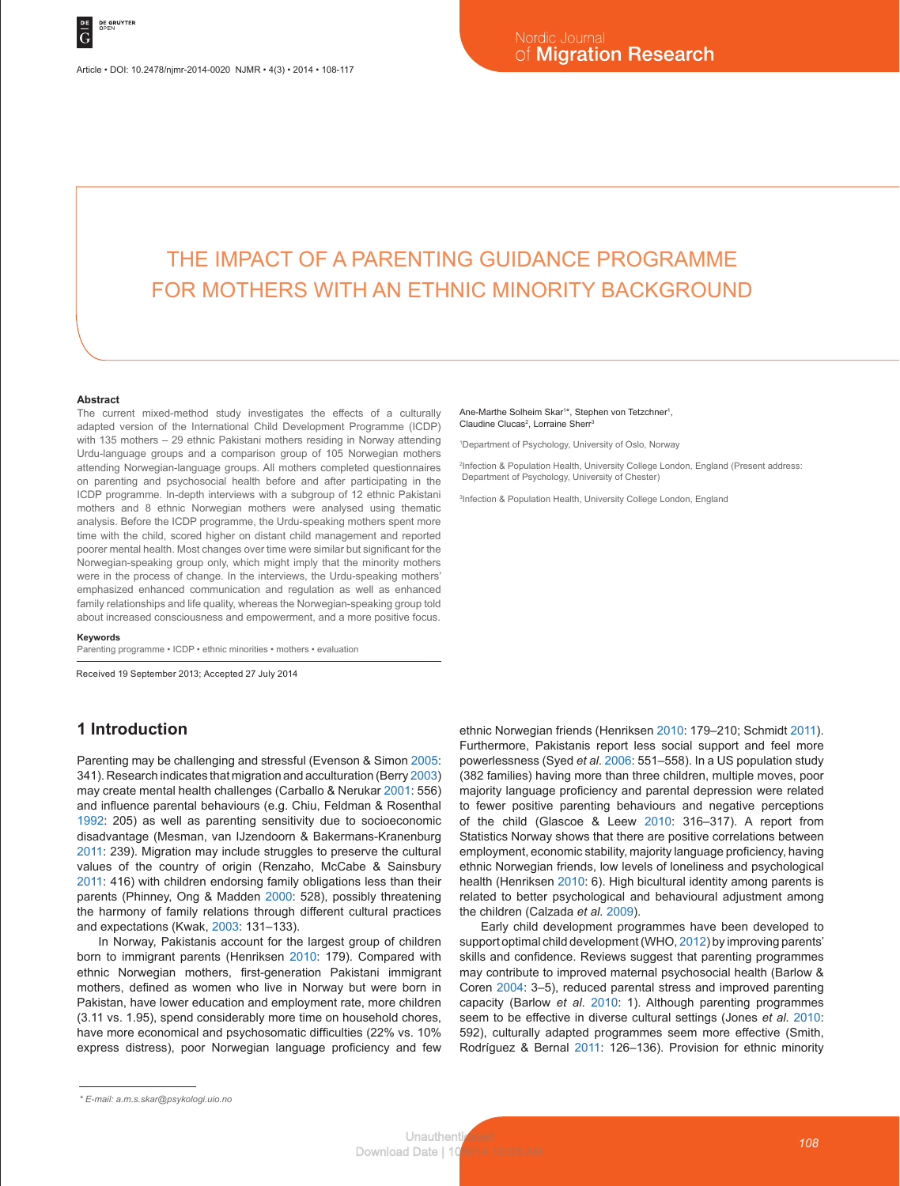# THE IMPACT OF A PARENTING GUIDANCE PROGRAMME FOR MOTHERS WITH AN ETHNIC MINORITY BACKGROUND

Ane-Marthe Solheim Skar[1]*, Stephen von Tetzchner[1], Claudine Clucas[2], Lorraine Sherr[3]

[1]Department of Psychology, University of Oslo, Norway

[2]Infection & Population Health, University College London, England (Present address: Department of Psychology, University of Chester)

[3]Infection & Population Health, University College London, England

### Abstract

The current mixed-method study investigates the effects of a culturally adapted version of the International Child Development Programme (ICDP) with 135 mothers – 29 ethnic Pakistani mothers residing in Norway attending Urdu-language groups and a comparison group of 105 Norwegian mothers attending Norwegian-language groups. All mothers completed questionnaires on parenting and psychosocial health before and after participating in the ICDP programme. In-depth interviews with a subgroup of 12 ethnic Pakistani mothers and 8 ethnic Norwegian mothers were analysed using thematic analysis. Before the ICDP programme, the Urdu-speaking mothers spent more time with the child, scored higher on distant child management and reported poorer mental health. Most changes over time were similar but significant for the Norwegian-speaking group only, which might imply that the minority mothers were in the process of change. In the interviews, the Urdu-speaking mothers' emphasized enhanced communication and regulation as well as enhanced family relationships and life quality, whereas the Norwegian-speaking group told about increased consciousness and empowerment, and a more positive focus.

### Keywords

Parenting programme • ICDP • ethnic minorities • mothers • evaluation

Received 19 September 2013; Accepted 27 July 2014

## 1 Introduction

Parenting may be challenging and stressful (Evenson & Simon 2005: 341). Research indicates that migration and acculturation (Berry 2003) may create mental health challenges (Carballo & Nerukar 2001: 556) and influence parental behaviours (e.g. Chiu, Feldman & Rosenthal 1992: 205) as well as parenting sensitivity due to socioeconomic disadvantage (Mesman, van IJzendoorn & Bakermans-Kranenburg 2011: 239). Migration may include struggles to preserve the cultural values of the country of origin (Renzaho, McCabe & Sainsbury 2011: 416) with children endorsing family obligations less than their parents (Phinney, Ong & Madden 2000: 528), possibly threatening the harmony of family relations through different cultural practices and expectations (Kwak, 2003: 131–133).

In Norway, Pakistanis account for the largest group of children born to immigrant parents (Henriksen 2010: 179). Compared with ethnic Norwegian mothers, first-generation Pakistani immigrant mothers, defined as women who live in Norway but were born in Pakistan, have lower education and employment rate, more children (3.11 vs. 1.95), spend considerably more time on household chores, have more economical and psychosomatic difficulties (22% vs. 10% express distress), poor Norwegian language proficiency and few ethnic Norwegian friends (Henriksen 2010: 179–210; Schmidt 2011). Furthermore, Pakistanis report less social support and feel more powerlessness (Syed *et al.* 2006: 551–558). In a US population study (382 families) having more than three children, multiple moves, poor majority language proficiency and parental depression were related to fewer positive parenting behaviours and negative perceptions of the child (Glascoe & Leew 2010: 316–317). A report from Statistics Norway shows that there are positive correlations between employment, economic stability, majority language proficiency, having ethnic Norwegian friends, low levels of loneliness and psychological health (Henriksen 2010: 6). High bicultural identity among parents is related to better psychological and behavioural adjustment among the children (Calzada *et al.* 2009).

Early child development programmes have been developed to support optimal child development (WHO, 2012) by improving parents' skills and confidence. Reviews suggest that parenting programmes may contribute to improved maternal psychosocial health (Barlow & Coren 2004: 3–5), reduced parental stress and improved parenting capacity (Barlow *et al.* 2010: 1). Although parenting programmes seem to be effective in diverse cultural settings (Jones *et al.* 2010: 592), culturally adapted programmes seem more effective (Smith, Rodríguez & Bernal 2011: 126–136). Provision for ethnic minority

\* E-mail: a.m.s.skar@psykologi.uio.no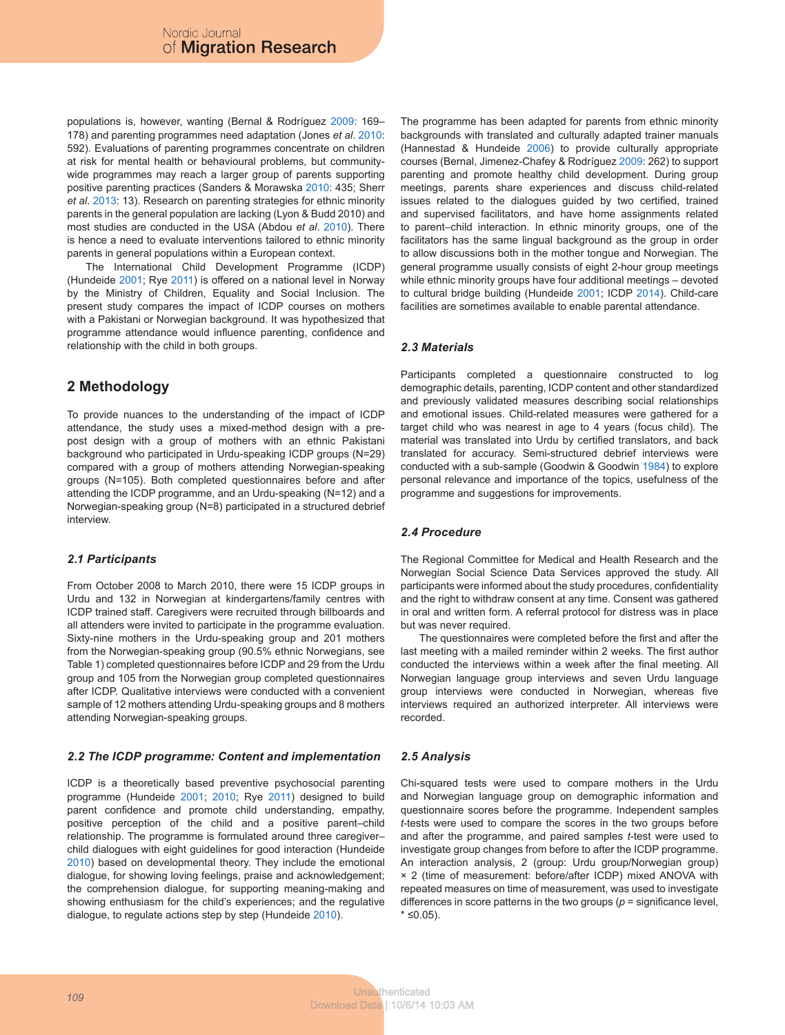populations is, however, wanting (Bernal & Rodríguez 2009: 169–178) and parenting programmes need adaptation (Jones *et al*. 2010: 592). Evaluations of parenting programmes concentrate on children at risk for mental health or behavioural problems, but community-wide programmes may reach a larger group of parents supporting positive parenting practices (Sanders & Morawska 2010: 435; Sherr *et al*. 2013: 13). Research on parenting strategies for ethnic minority parents in the general population are lacking (Lyon & Budd 2010) and most studies are conducted in the USA (Abdou *et al*. 2010). There is hence a need to evaluate interventions tailored to ethnic minority parents in general populations within a European context.

The International Child Development Programme (ICDP) (Hundeide 2001; Rye 2011) is offered on a national level in Norway by the Ministry of Children, Equality and Social Inclusion. The present study compares the impact of ICDP courses on mothers with a Pakistani or Norwegian background. It was hypothesized that programme attendance would influence parenting, confidence and relationship with the child in both groups.

## 2 Methodology

To provide nuances to the understanding of the impact of ICDP attendance, the study uses a mixed-method design with a pre-post design with a group of mothers with an ethnic Pakistani background who participated in Urdu-speaking ICDP groups (N=29) compared with a group of mothers attending Norwegian-speaking groups (N=105). Both completed questionnaires before and after attending the ICDP programme, and an Urdu-speaking (N=12) and a Norwegian-speaking group (N=8) participated in a structured debrief interview.

### *2.1 Participants*

From October 2008 to March 2010, there were 15 ICDP groups in Urdu and 132 in Norwegian at kindergartens/family centres with ICDP trained staff. Caregivers were recruited through billboards and all attenders were invited to participate in the programme evaluation. Sixty-nine mothers in the Urdu-speaking group and 201 mothers from the Norwegian-speaking group (90.5% ethnic Norwegians, see Table 1) completed questionnaires before ICDP and 29 from the Urdu group and 105 from the Norwegian group completed questionnaires after ICDP. Qualitative interviews were conducted with a convenient sample of 12 mothers attending Urdu-speaking groups and 8 mothers attending Norwegian-speaking groups.

### *2.2 The ICDP programme: Content and implementation*

ICDP is a theoretically based preventive psychosocial parenting programme (Hundeide 2001; 2010; Rye 2011) designed to build parent confidence and promote child understanding, empathy, positive perception of the child and a positive parent–child relationship. The programme is formulated around three caregiver–child dialogues with eight guidelines for good interaction (Hundeide 2010) based on developmental theory. They include the emotional dialogue, for showing loving feelings, praise and acknowledgement; the comprehension dialogue, for supporting meaning-making and showing enthusiasm for the child's experiences; and the regulative dialogue, to regulate actions step by step (Hundeide 2010).

The programme has been adapted for parents from ethnic minority backgrounds with translated and culturally adapted trainer manuals (Hannestad & Hundeide 2006) to provide culturally appropriate courses (Bernal, Jimenez-Chafey & Rodríguez 2009: 262) to support parenting and promote healthy child development. During group meetings, parents share experiences and discuss child-related issues related to the dialogues guided by two certified, trained and supervised facilitators, and have home assignments related to parent–child interaction. In ethnic minority groups, one of the facilitators has the same lingual background as the group in order to allow discussions both in the mother tongue and Norwegian. The general programme usually consists of eight 2-hour group meetings while ethnic minority groups have four additional meetings – devoted to cultural bridge building (Hundeide 2001; ICDP 2014). Child-care facilities are sometimes available to enable parental attendance.

### *2.3 Materials*

Participants completed a questionnaire constructed to log demographic details, parenting, ICDP content and other standardized and previously validated measures describing social relationships and emotional issues. Child-related measures were gathered for a target child who was nearest in age to 4 years (focus child). The material was translated into Urdu by certified translators, and back translated for accuracy. Semi-structured debrief interviews were conducted with a sub-sample (Goodwin & Goodwin 1984) to explore personal relevance and importance of the topics, usefulness of the programme and suggestions for improvements.

### *2.4 Procedure*

The Regional Committee for Medical and Health Research and the Norwegian Social Science Data Services approved the study. All participants were informed about the study procedures, confidentiality and the right to withdraw consent at any time. Consent was gathered in oral and written form. A referral protocol for distress was in place but was never required.

The questionnaires were completed before the first and after the last meeting with a mailed reminder within 2 weeks. The first author conducted the interviews within a week after the final meeting. All Norwegian language group interviews and seven Urdu language group interviews were conducted in Norwegian, whereas five interviews required an authorized interpreter. All interviews were recorded.

### *2.5 Analysis*

Chi-squared tests were used to compare mothers in the Urdu and Norwegian language group on demographic information and questionnaire scores before the programme. Independent samples *t*-tests were used to compare the scores in the two groups before and after the programme, and paired samples *t*-test were used to investigate group changes from before to after the ICDP programme. An interaction analysis, 2 (group: Urdu group/Norwegian group) × 2 (time of measurement: before/after ICDP) mixed ANOVA with repeated measures on time of measurement, was used to investigate differences in score patterns in the two groups ($p$ = significance level, * ≤0.05).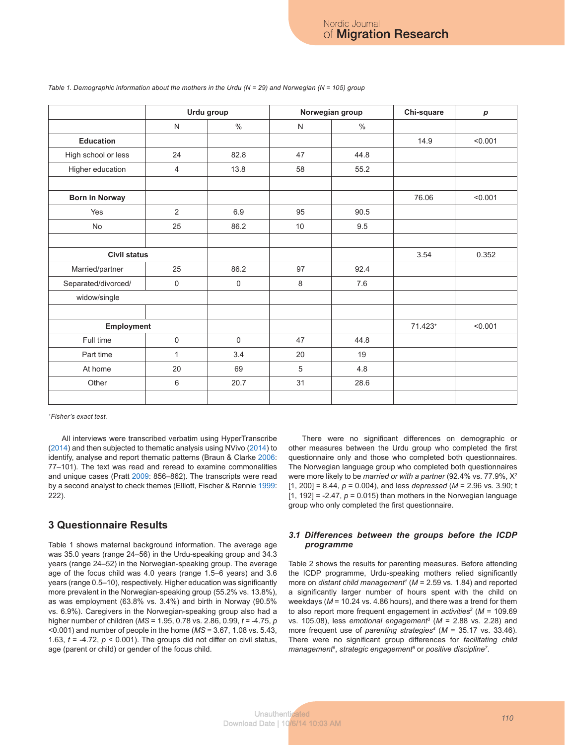*Table 1. Demographic information about the mothers in the Urdu (N = 29) and Norwegian (N = 105) group*

| | Urdu group | | Norwegian group | | Chi-square | *p* |
|---|---|---|---|---|---|---|
| | N | % | N | % | | |
| **Education** | | | | | 14.9 | <0.001 |
| High school or less | 24 | 82.8 | 47 | 44.8 | | |
| Higher education | 4 | 13.8 | 58 | 55.2 | | |
| | | | | | | |
| **Born in Norway** | | | | | 76.06 | <0.001 |
| Yes | 2 | 6.9 | 95 | 90.5 | | |
| No | 25 | 86.2 | 10 | 9.5 | | |
| | | | | | | |
| **Civil status** | | | | | 3.54 | 0.352 |
| Married/partner | 25 | 86.2 | 97 | 92.4 | | |
| Separated/divorced/ widow/single | 0 | 0 | 8 | 7.6 | | |
| | | | | | | |
| **Employment** | | | | | 71.423+ | <0.001 |
| Full time | 0 | 0 | 47 | 44.8 | | |
| Part time | 1 | 3.4 | 20 | 19 | | |
| At home | 20 | 69 | 5 | 4.8 | | |
| Other | 6 | 20.7 | 31 | 28.6 | | |

+*Fisher's exact test.*

All interviews were transcribed verbatim using HyperTranscribe (2014) and then subjected to thematic analysis using NVivo (2014) to identify, analyse and report thematic patterns (Braun & Clarke 2006: 77–101). The text was read and reread to examine commonalities and unique cases (Pratt 2009: 856–862). The transcripts were read by a second analyst to check themes (Elliott, Fischer & Rennie 1999: 222).

## 3 Questionnaire Results

Table 1 shows maternal background information. The average age was 35.0 years (range 24–56) in the Urdu-speaking group and 34.3 years (range 24–52) in the Norwegian-speaking group. The average age of the focus child was 4.0 years (range 1.5–6 years) and 3.6 years (range 0.5–10), respectively. Higher education was significantly more prevalent in the Norwegian-speaking group (55.2% vs. 13.8%), as was employment (63.8% vs. 3.4%) and birth in Norway (90.5% vs. 6.9%). Caregivers in the Norwegian-speaking group also had a higher number of children (*MS* = 1.95, 0.78 vs. 2.86, 0.99, $t = -4.75$, $p < 0.001$) and number of people in the home (*MS* = 3.67, 1.08 vs. 5.43, 1.63, $t = -4.72$, $p < 0.001$). The groups did not differ on civil status, age (parent or child) or gender of the focus child.

There were no significant differences on demographic or other measures between the Urdu group who completed the first questionnaire only and those who completed both questionnaires. The Norwegian language group who completed both questionnaires were more likely to be *married or with a partner* (92.4% vs. 77.9%, $X^2$ [1, 200] = 8.44, $p = 0.004$), and less *depressed* ($M = 2.96$ vs. 3.90; t [1, 192] = -2.47, $p = 0.015$) than mothers in the Norwegian language group who only completed the first questionnaire.

### 3.1 Differences between the groups before the ICDP programme

Table 2 shows the results for parenting measures. Before attending the ICDP programme, Urdu-speaking mothers relied significantly more on *distant child management*[1] ($M = 2.59$ vs. 1.84) and reported a significantly larger number of hours spent with the child on weekdays ($M = 10.24$ vs. 4.86 hours), and there was a trend for them to also report more frequent engagement in *activities*[2] ($M = 109.69$ vs. 105.08), less *emotional engagement*[3] ($M = 2.88$ vs. 2.28) and more frequent use of *parenting strategies*[4] ($M = 35.17$ vs. 33.46). There were no significant group differences for *facilitating child management*[5], *strategic engagement*[6] or *positive discipline*[7].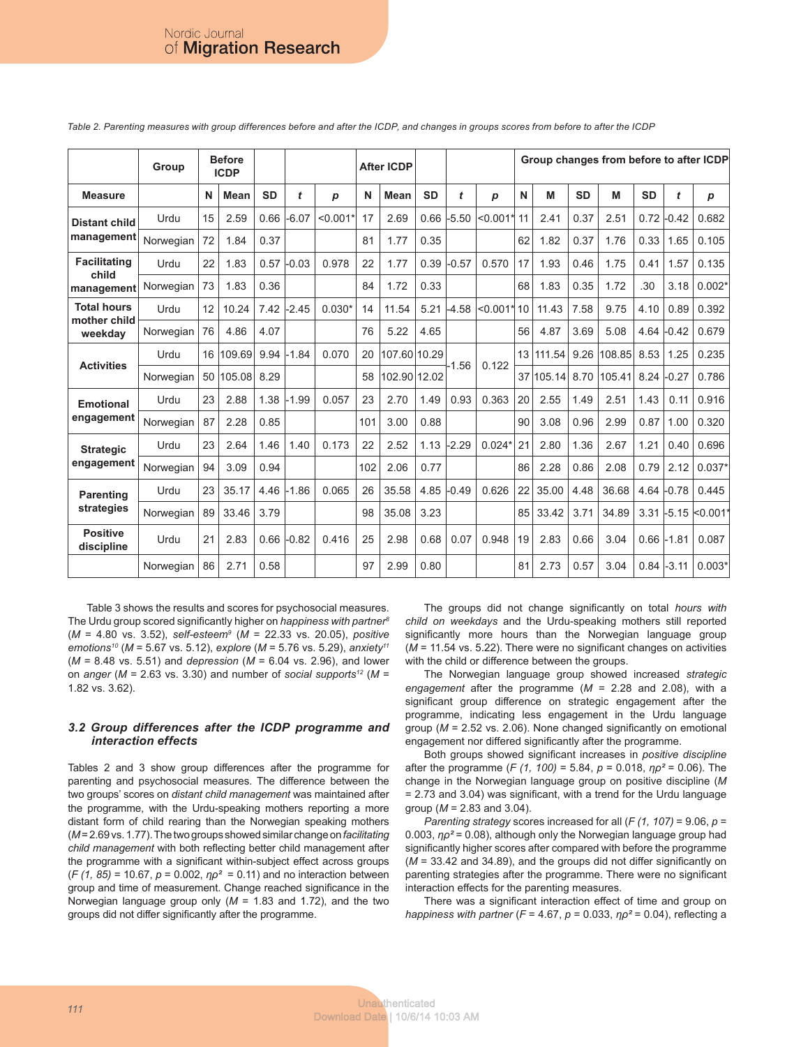*Table 2. Parenting measures with group differences before and after the ICDP, and changes in groups scores from before to after the ICDP*

| | Group | Before ICDP | | | | | After ICDP | | | | | Group changes from before to after ICDP | | | | | | |
|---|---|---|---|---|---|---|---|---|---|---|---|---|---|---|---|---|---|---|
| **Measure** | | **N** | **Mean** | **SD** | ***t*** | ***p*** | **N** | **Mean** | **SD** | ***t*** | ***p*** | **N** | **M** | **SD** | **M** | **SD** | ***t*** | ***p*** |
| **Distant child management** | Urdu | 15 | 2.59 | 0.66 | -6.07 | <0.001* | 17 | 2.69 | 0.66 | -5.50 | <0.001* | 11 | 2.41 | 0.37 | 2.51 | 0.72 | -0.42 | 0.682 |
| | Norwegian | 72 | 1.84 | 0.37 | | | 81 | 1.77 | 0.35 | | | 62 | 1.82 | 0.37 | 1.76 | 0.33 | 1.65 | 0.105 |
| **Facilitating child management** | Urdu | 22 | 1.83 | 0.57 | -0.03 | 0.978 | 22 | 1.77 | 0.39 | -0.57 | 0.570 | 17 | 1.93 | 0.46 | 1.75 | 0.41 | 1.57 | 0.135 |
| | Norwegian | 73 | 1.83 | 0.36 | | | 84 | 1.72 | 0.33 | | | 68 | 1.83 | 0.35 | 1.72 | .30 | 3.18 | 0.002* |
| **Total hours mother child weekday** | Urdu | 12 | 10.24 | 7.42 | -2.45 | 0.030* | 14 | 11.54 | 5.21 | -4.58 | <0.001* | 10 | 11.43 | 7.58 | 9.75 | 4.10 | 0.89 | 0.392 |
| | Norwegian | 76 | 4.86 | 4.07 | | | 76 | 5.22 | 4.65 | | | 56 | 4.87 | 3.69 | 5.08 | 4.64 | -0.42 | 0.679 |
| **Activities** | Urdu | 16 | 109.69 | 9.94 | -1.84 | 0.070 | 20 | 107.60 | 10.29 | -1.56 | 0.122 | 13 | 111.54 | 9.26 | 108.85 | 8.53 | 1.25 | 0.235 |
| | Norwegian | 50 | 105.08 | 8.29 | | | 58 | 102.90 | 12.02 | | | 37 | 105.14 | 8.70 | 105.41 | 8.24 | -0.27 | 0.786 |
| **Emotional engagement** | Urdu | 23 | 2.88 | 1.38 | -1.99 | 0.057 | 23 | 2.70 | 1.49 | 0.93 | 0.363 | 20 | 2.55 | 1.49 | 2.51 | 1.43 | 0.11 | 0.916 |
| | Norwegian | 87 | 2.28 | 0.85 | | | 101 | 3.00 | 0.88 | | | 90 | 3.08 | 0.96 | 2.99 | 0.87 | 1.00 | 0.320 |
| **Strategic engagement** | Urdu | 23 | 2.64 | 1.46 | 1.40 | 0.173 | 22 | 2.52 | 1.13 | -2.29 | 0.024* | 21 | 2.80 | 1.36 | 2.67 | 1.21 | 0.40 | 0.696 |
| | Norwegian | 94 | 3.09 | 0.94 | | | 102 | 2.06 | 0.77 | | | 86 | 2.28 | 0.86 | 2.08 | 0.79 | 2.12 | 0.037* |
| **Parenting strategies** | Urdu | 23 | 35.17 | 4.46 | -1.86 | 0.065 | 26 | 35.58 | 4.85 | -0.49 | 0.626 | 22 | 35.00 | 4.48 | 36.68 | 4.64 | -0.78 | 0.445 |
| | Norwegian | 89 | 33.46 | 3.79 | | | 98 | 35.08 | 3.23 | | | 85 | 33.42 | 3.71 | 34.89 | 3.31 | -5.15 | <0.001* |
| **Positive discipline** | Urdu | 21 | 2.83 | 0.66 | -0.82 | 0.416 | 25 | 2.98 | 0.68 | 0.07 | 0.948 | 19 | 2.83 | 0.66 | 3.04 | 0.66 | -1.81 | 0.087 |
| | Norwegian | 86 | 2.71 | 0.58 | | | 97 | 2.99 | 0.80 | | | 81 | 2.73 | 0.57 | 3.04 | 0.84 | -3.11 | 0.003* |

Table 3 shows the results and scores for psychosocial measures. The Urdu group scored significantly higher on *happiness with partner*[8] ($M$ = 4.80 vs. 3.52), *self-esteem*[9] ($M$ = 22.33 vs. 20.05), *positive emotions*[10] ($M$ = 5.67 vs. 5.12), *explore* ($M$ = 5.76 vs. 5.29), *anxiety*[11] ($M$ = 8.48 vs. 5.51) and *depression* ($M$ = 6.04 vs. 2.96), and lower on *anger* ($M$ = 2.63 vs. 3.30) and number of *social supports*[12] ($M$ = 1.82 vs. 3.62).

### 3.2 Group differences after the ICDP programme and interaction effects

Tables 2 and 3 show group differences after the programme for parenting and psychosocial measures. The difference between the two groups' scores on *distant child management* was maintained after the programme, with the Urdu-speaking mothers reporting a more distant form of child rearing than the Norwegian speaking mothers ($M$ = 2.69 vs. 1.77). The two groups showed similar change on *facilitating child management* with both reflecting better child management after the programme with a significant within-subject effect across groups ($F(1, 85)$ = 10.67, $p$ = 0.002, $\eta p^2$ = 0.11) and no interaction between group and time of measurement. Change reached significance in the Norwegian language group only ($M$ = 1.83 and 1.72), and the two groups did not differ significantly after the programme.

The groups did not change significantly on total *hours with child on weekdays* and the Urdu-speaking mothers still reported significantly more hours than the Norwegian language group ($M$ = 11.54 vs. 5.22). There were no significant changes on activities with the child or difference between the groups.

The Norwegian language group showed increased *strategic engagement* after the programme ($M$ = 2.28 and 2.08), with a significant group difference on strategic engagement after the programme, indicating less engagement in the Urdu language group ($M$ = 2.52 vs. 2.06). None changed significantly on emotional engagement nor differed significantly after the programme.

Both groups showed significant increases in *positive discipline* after the programme ($F(1, 100)$ = 5.84, $p$ = 0.018, $\eta p^2$ = 0.06). The change in the Norwegian language group on positive discipline ($M$ = 2.73 and 3.04) was significant, with a trend for the Urdu language group ($M$ = 2.83 and 3.04).

*Parenting strategy* scores increased for all ($F(1, 107)$ = 9.06, $p$ = 0.003, $\eta p^2$ = 0.08), although only the Norwegian language group had significantly higher scores after compared with before the programme ($M$ = 33.42 and 34.89), and the groups did not differ significantly on parenting strategies after the programme. There were no significant interaction effects for the parenting measures.

There was a significant interaction effect of time and group on *happiness with partner* ($F$ = 4.67, $p$ = 0.033, $\eta p^2$ = 0.04), reflecting a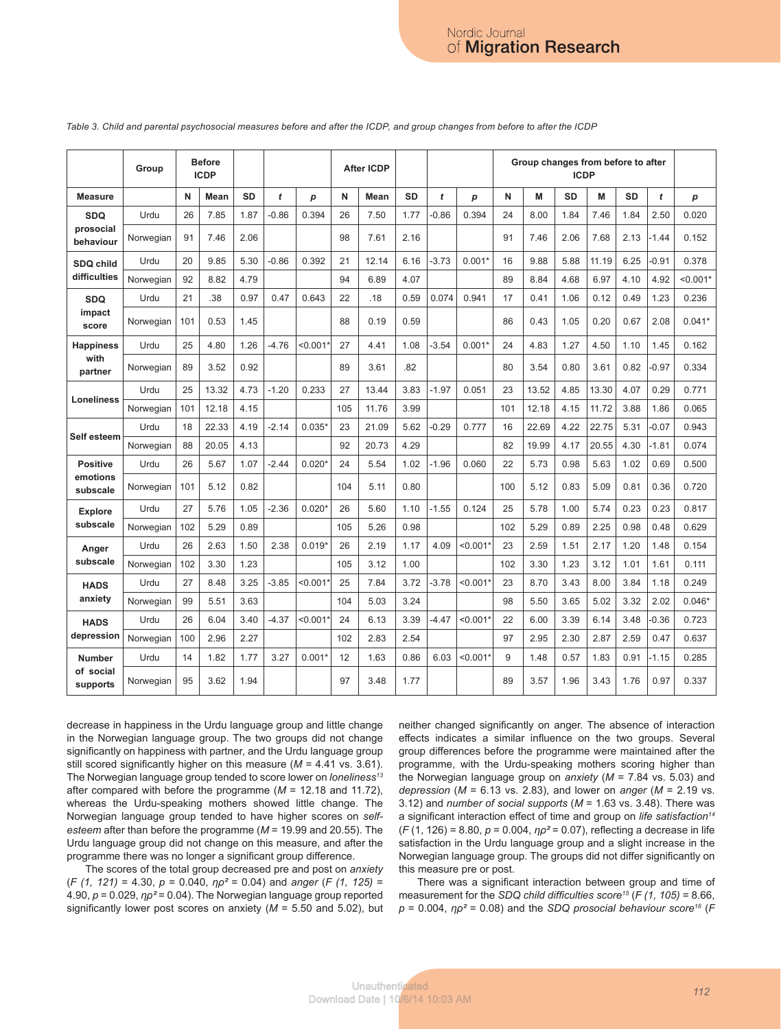*Table 3. Child and parental psychosocial measures before and after the ICDP, and group changes from before to after the ICDP*

| | Group | Before ICDP | | | | | After ICDP | | | | | Group changes from before to after ICDP | | | | | | |
|---|---|---|---|---|---|---|---|---|---|---|---|---|---|---|---|---|---|---|
| **Measure** | | **N** | **Mean** | **SD** | ***t*** | ***p*** | **N** | **Mean** | **SD** | ***t*** | ***p*** | **N** | **M** | **SD** | **M** | **SD** | ***t*** | ***p*** |
| **SDQ prosocial behaviour** | Urdu | 26 | 7.85 | 1.87 | -0.86 | 0.394 | 26 | 7.50 | 1.77 | -0.86 | 0.394 | 24 | 8.00 | 1.84 | 7.46 | 1.84 | 2.50 | 0.020 |
| | Norwegian | 91 | 7.46 | 2.06 | | | 98 | 7.61 | 2.16 | | | 91 | 7.46 | 2.06 | 7.68 | 2.13 | -1.44 | 0.152 |
| **SDQ child difficulties** | Urdu | 20 | 9.85 | 5.30 | -0.86 | 0.392 | 21 | 12.14 | 6.16 | -3.73 | 0.001* | 16 | 9.88 | 5.88 | 11.19 | 6.25 | -0.91 | 0.378 |
| | Norwegian | 92 | 8.82 | 4.79 | | | 94 | 6.89 | 4.07 | | | 89 | 8.84 | 4.68 | 6.97 | 4.10 | 4.92 | <0.001* |
| **SDQ impact score** | Urdu | 21 | .38 | 0.97 | 0.47 | 0.643 | 22 | .18 | 0.59 | 0.074 | 0.941 | 17 | 0.41 | 1.06 | 0.12 | 0.49 | 1.23 | 0.236 |
| | Norwegian | 101 | 0.53 | 1.45 | | | 88 | 0.19 | 0.59 | | | 86 | 0.43 | 1.05 | 0.20 | 0.67 | 2.08 | 0.041* |
| **Happiness with partner** | Urdu | 25 | 4.80 | 1.26 | -4.76 | <0.001* | 27 | 4.41 | 1.08 | -3.54 | 0.001* | 24 | 4.83 | 1.27 | 4.50 | 1.10 | 1.45 | 0.162 |
| | Norwegian | 89 | 3.52 | 0.92 | | | 89 | 3.61 | .82 | | | 80 | 3.54 | 0.80 | 3.61 | 0.82 | -0.97 | 0.334 |
| **Loneliness** | Urdu | 25 | 13.32 | 4.73 | -1.20 | 0.233 | 27 | 13.44 | 3.83 | -1.97 | 0.051 | 23 | 13.52 | 4.85 | 13.30 | 4.07 | 0.29 | 0.771 |
| | Norwegian | 101 | 12.18 | 4.15 | | | 105 | 11.76 | 3.99 | | | 101 | 12.18 | 4.15 | 11.72 | 3.88 | 1.86 | 0.065 |
| **Self esteem** | Urdu | 18 | 22.33 | 4.19 | -2.14 | 0.035* | 23 | 21.09 | 5.62 | -0.29 | 0.777 | 16 | 22.69 | 4.22 | 22.75 | 5.31 | -0.07 | 0.943 |
| | Norwegian | 88 | 20.05 | 4.13 | | | 92 | 20.73 | 4.29 | | | 82 | 19.99 | 4.17 | 20.55 | 4.30 | -1.81 | 0.074 |
| **Positive emotions subscale** | Urdu | 26 | 5.67 | 1.07 | -2.44 | 0.020* | 24 | 5.54 | 1.02 | -1.96 | 0.060 | 22 | 5.73 | 0.98 | 5.63 | 1.02 | 0.69 | 0.500 |
| | Norwegian | 101 | 5.12 | 0.82 | | | 104 | 5.11 | 0.80 | | | 100 | 5.12 | 0.83 | 5.09 | 0.81 | 0.36 | 0.720 |
| **Explore subscale** | Urdu | 27 | 5.76 | 1.05 | -2.36 | 0.020* | 26 | 5.60 | 1.10 | -1.55 | 0.124 | 25 | 5.78 | 1.00 | 5.74 | 0.23 | 0.23 | 0.817 |
| | Norwegian | 102 | 5.29 | 0.89 | | | 105 | 5.26 | 0.98 | | | 102 | 5.29 | 0.89 | 2.25 | 0.98 | 0.48 | 0.629 |
| **Anger subscale** | Urdu | 26 | 2.63 | 1.50 | 2.38 | 0.019* | 26 | 2.19 | 1.17 | 4.09 | <0.001* | 23 | 2.59 | 1.51 | 2.17 | 1.20 | 1.48 | 0.154 |
| | Norwegian | 102 | 3.30 | 1.23 | | | 105 | 3.12 | 1.00 | | | 102 | 3.30 | 1.23 | 3.12 | 1.01 | 1.61 | 0.111 |
| **HADS anxiety** | Urdu | 27 | 8.48 | 3.25 | -3.85 | <0.001* | 25 | 7.84 | 3.72 | -3.78 | <0.001* | 23 | 8.70 | 3.43 | 8.00 | 3.84 | 1.18 | 0.249 |
| | Norwegian | 99 | 5.51 | 3.63 | | | 104 | 5.03 | 3.24 | | | 98 | 5.50 | 3.65 | 5.02 | 3.32 | 2.02 | 0.046* |
| **HADS depression** | Urdu | 26 | 6.04 | 3.40 | -4.37 | <0.001* | 24 | 6.13 | 3.39 | -4.47 | <0.001* | 22 | 6.00 | 3.39 | 6.14 | 3.48 | -0.36 | 0.723 |
| | Norwegian | 100 | 2.96 | 2.27 | | | 102 | 2.83 | 2.54 | | | 97 | 2.95 | 2.30 | 2.87 | 2.59 | 0.47 | 0.637 |
| **Number of social supports** | Urdu | 14 | 1.82 | 1.77 | 3.27 | 0.001* | 12 | 1.63 | 0.86 | 6.03 | <0.001* | 9 | 1.48 | 0.57 | 1.83 | 0.91 | -1.15 | 0.285 |
| | Norwegian | 95 | 3.62 | 1.94 | | | 97 | 3.48 | 1.77 | | | 89 | 3.57 | 1.96 | 3.43 | 1.76 | 0.97 | 0.337 |

decrease in happiness in the Urdu language group and little change in the Norwegian language group. The two groups did not change significantly on happiness with partner, and the Urdu language group still scored significantly higher on this measure ($M$ = 4.41 vs. 3.61). The Norwegian language group tended to score lower on *loneliness*[13] after compared with before the programme ($M$ = 12.18 and 11.72), whereas the Urdu-speaking mothers showed little change. The Norwegian language group tended to have higher scores on *self-esteem* after than before the programme ($M$ = 19.99 and 20.55). The Urdu language group did not change on this measure, and after the programme there was no longer a significant group difference.

The scores of the total group decreased pre and post on *anxiety* ($F$ (1, 121) = 4.30, $p$ = 0.040, $\eta p^2$ = 0.04) and *anger* ($F$ (1, 125) = 4.90, $p$ = 0.029, $\eta p^2$ = 0.04). The Norwegian language group reported significantly lower post scores on anxiety ($M$ = 5.50 and 5.02), but neither changed significantly on anger. The absence of interaction effects indicates a similar influence on the two groups. Several group differences before the programme were maintained after the programme, with the Urdu-speaking mothers scoring higher than the Norwegian language group on *anxiety* ($M$ = 7.84 vs. 5.03) and *depression* ($M$ = 6.13 vs. 2.83), and lower on *anger* ($M$ = 2.19 vs. 3.12) and *number of social supports* ($M$ = 1.63 vs. 3.48). There was a significant interaction effect of time and group on *life satisfaction*[14] ($F$ (1, 126) = 8.80, $p$ = 0.004, $\eta p^2$ = 0.07), reflecting a decrease in life satisfaction in the Urdu language group and a slight increase in the Norwegian language group. The groups did not differ significantly on this measure pre or post.

There was a significant interaction between group and time of measurement for the *SDQ child difficulties score*[15] ($F$ (1, 105) = 8.66, $p$ = 0.004, $\eta p^2$ = 0.08) and the *SDQ prosocial behaviour score*[16] ($F$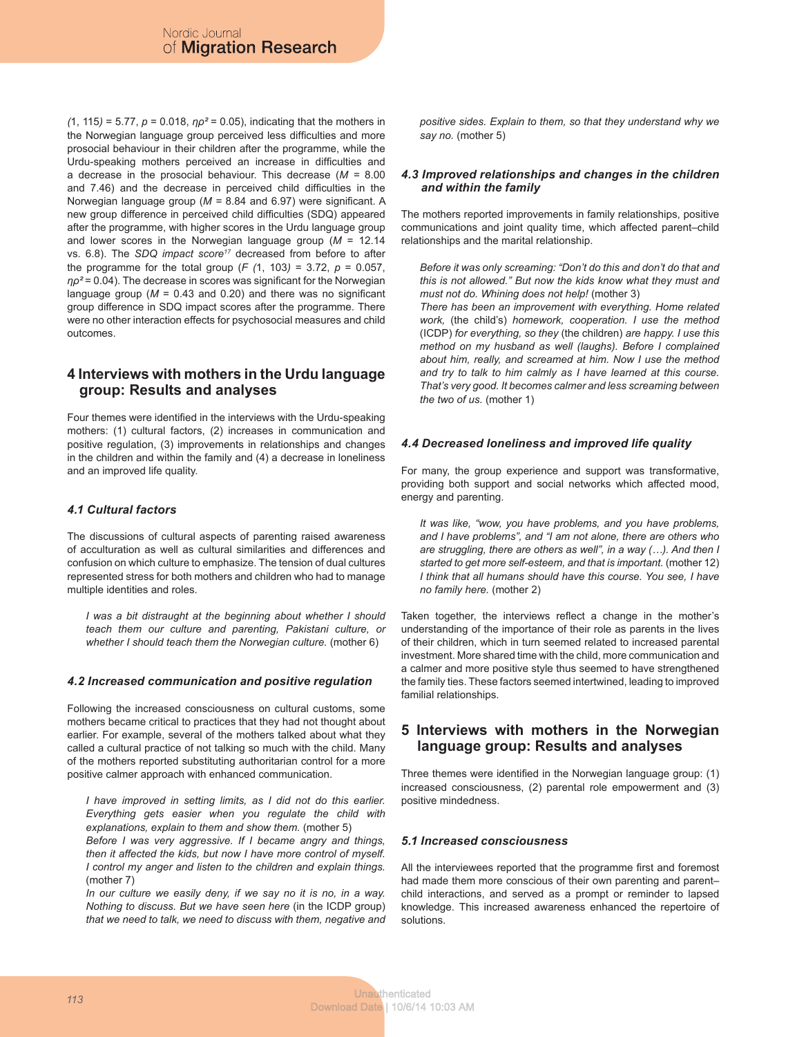$(1, 115) = 5.77$, $p = 0.018$, $\eta p^2 = 0.05$), indicating that the mothers in the Norwegian language group perceived less difficulties and more prosocial behaviour in their children after the programme, while the Urdu-speaking mothers perceived an increase in difficulties and a decrease in the prosocial behaviour. This decrease ($M = 8.00$ and 7.46) and the decrease in perceived child difficulties in the Norwegian language group ($M = 8.84$ and 6.97) were significant. A new group difference in perceived child difficulties (SDQ) appeared after the programme, with higher scores in the Urdu language group and lower scores in the Norwegian language group ($M = 12.14$ vs. 6.8). The *SDQ impact score*[17] decreased from before to after the programme for the total group ($F (1, 103) = 3.72$, $p = 0.057$, $\eta p^2 = 0.04$). The decrease in scores was significant for the Norwegian language group ($M = 0.43$ and 0.20) and there was no significant group difference in SDQ impact scores after the programme. There were no other interaction effects for psychosocial measures and child outcomes.

## 4 Interviews with mothers in the Urdu language group: Results and analyses

Four themes were identified in the interviews with the Urdu-speaking mothers: (1) cultural factors, (2) increases in communication and positive regulation, (3) improvements in relationships and changes in the children and within the family and (4) a decrease in loneliness and an improved life quality.

### *4.1 Cultural factors*

The discussions of cultural aspects of parenting raised awareness of acculturation as well as cultural similarities and differences and confusion on which culture to emphasize. The tension of dual cultures represented stress for both mothers and children who had to manage multiple identities and roles.

> *I was a bit distraught at the beginning about whether I should teach them our culture and parenting, Pakistani culture, or whether I should teach them the Norwegian culture.* (mother 6)

### *4.2 Increased communication and positive regulation*

Following the increased consciousness on cultural customs, some mothers became critical to practices that they had not thought about earlier. For example, several of the mothers talked about what they called a cultural practice of not talking so much with the child. Many of the mothers reported substituting authoritarian control for a more positive calmer approach with enhanced communication.

> *I have improved in setting limits, as I did not do this earlier. Everything gets easier when you regulate the child with explanations, explain to them and show them.* (mother 5)
> *Before I was very aggressive. If I became angry and things, then it affected the kids, but now I have more control of myself. I control my anger and listen to the children and explain things.* (mother 7)
> *In our culture we easily deny, if we say no it is no, in a way. Nothing to discuss. But we have seen here* (in the ICDP group) *that we need to talk, we need to discuss with them, negative and positive sides. Explain to them, so that they understand why we say no.* (mother 5)

### *4.3 Improved relationships and changes in the children and within the family*

The mothers reported improvements in family relationships, positive communications and joint quality time, which affected parent–child relationships and the marital relationship.

> *Before it was only screaming: "Don't do this and don't do that and this is not allowed." But now the kids know what they must and must not do. Whining does not help!* (mother 3)
> *There has been an improvement with everything. Home related work,* (the child's) *homework, cooperation. I use the method* (ICDP) *for everything, so they* (the children) *are happy. I use this method on my husband as well (laughs). Before I complained about him, really, and screamed at him. Now I use the method and try to talk to him calmly as I have learned at this course. That's very good. It becomes calmer and less screaming between the two of us.* (mother 1)

### *4.4 Decreased loneliness and improved life quality*

For many, the group experience and support was transformative, providing both support and social networks which affected mood, energy and parenting.

> *It was like, "wow, you have problems, and you have problems, and I have problems", and "I am not alone, there are others who are struggling, there are others as well", in a way (…). And then I started to get more self-esteem, and that is important.* (mother 12)
> *I think that all humans should have this course. You see, I have no family here.* (mother 2)

Taken together, the interviews reflect a change in the mother's understanding of the importance of their role as parents in the lives of their children, which in turn seemed related to increased parental investment. More shared time with the child, more communication and a calmer and more positive style thus seemed to have strengthened the family ties. These factors seemed intertwined, leading to improved familial relationships.

## 5 Interviews with mothers in the Norwegian language group: Results and analyses

Three themes were identified in the Norwegian language group: (1) increased consciousness, (2) parental role empowerment and (3) positive mindedness.

### *5.1 Increased consciousness*

All the interviewees reported that the programme first and foremost had made them more conscious of their own parenting and parent–child interactions, and served as a prompt or reminder to lapsed knowledge. This increased awareness enhanced the repertoire of solutions.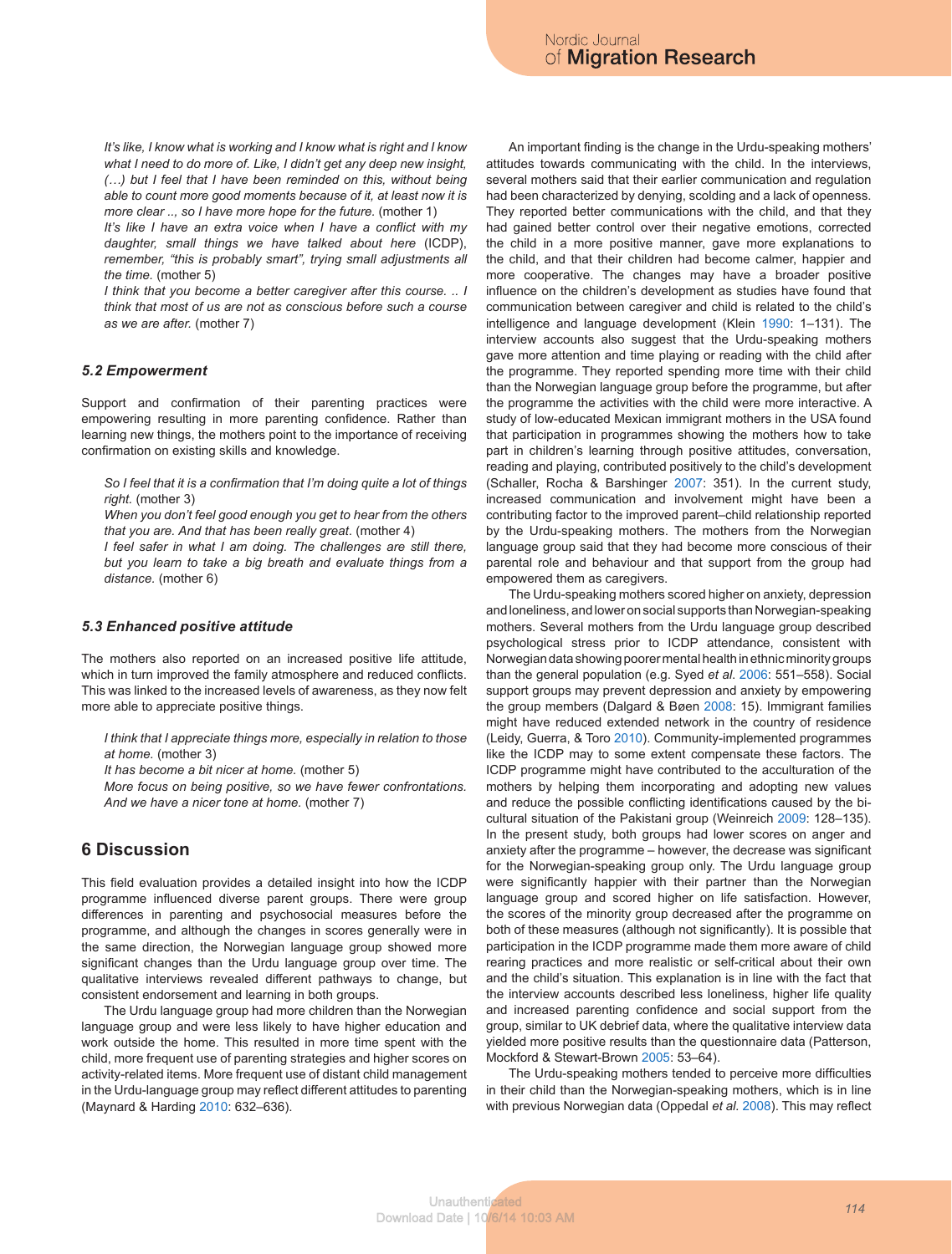*It's like, I know what is working and I know what is right and I know what I need to do more of. Like, I didn't get any deep new insight, (…) but I feel that I have been reminded on this, without being able to count more good moments because of it, at least now it is more clear .., so I have more hope for the future.* (mother 1)

*It's like I have an extra voice when I have a conflict with my daughter, small things we have talked about here* (ICDP)*, remember, "this is probably smart", trying small adjustments all the time.* (mother 5)

*I think that you become a better caregiver after this course. .. I think that most of us are not as conscious before such a course as we are after.* (mother 7)

### *5.2 Empowerment*

Support and confirmation of their parenting practices were empowering resulting in more parenting confidence. Rather than learning new things, the mothers point to the importance of receiving confirmation on existing skills and knowledge.

*So I feel that it is a confirmation that I'm doing quite a lot of things right.* (mother 3)

*When you don't feel good enough you get to hear from the others that you are. And that has been really great.* (mother 4)

*I feel safer in what I am doing. The challenges are still there, but you learn to take a big breath and evaluate things from a distance.* (mother 6)

### *5.3 Enhanced positive attitude*

The mothers also reported on an increased positive life attitude, which in turn improved the family atmosphere and reduced conflicts. This was linked to the increased levels of awareness, as they now felt more able to appreciate positive things.

*I think that I appreciate things more, especially in relation to those at home.* (mother 3)

*It has become a bit nicer at home.* (mother 5)

*More focus on being positive, so we have fewer confrontations. And we have a nicer tone at home.* (mother 7)

## 6 Discussion

This field evaluation provides a detailed insight into how the ICDP programme influenced diverse parent groups. There were group differences in parenting and psychosocial measures before the programme, and although the changes in scores generally were in the same direction, the Norwegian language group showed more significant changes than the Urdu language group over time. The qualitative interviews revealed different pathways to change, but consistent endorsement and learning in both groups.

The Urdu language group had more children than the Norwegian language group and were less likely to have higher education and work outside the home. This resulted in more time spent with the child, more frequent use of parenting strategies and higher scores on activity-related items. More frequent use of distant child management in the Urdu-language group may reflect different attitudes to parenting (Maynard & Harding 2010: 632–636).

An important finding is the change in the Urdu-speaking mothers' attitudes towards communicating with the child. In the interviews, several mothers said that their earlier communication and regulation had been characterized by denying, scolding and a lack of openness. They reported better communications with the child, and that they had gained better control over their negative emotions, corrected the child in a more positive manner, gave more explanations to the child, and that their children had become calmer, happier and more cooperative. The changes may have a broader positive influence on the children's development as studies have found that communication between caregiver and child is related to the child's intelligence and language development (Klein 1990: 1–131). The interview accounts also suggest that the Urdu-speaking mothers gave more attention and time playing or reading with the child after the programme. They reported spending more time with their child than the Norwegian language group before the programme, but after the programme the activities with the child were more interactive. A study of low-educated Mexican immigrant mothers in the USA found that participation in programmes showing the mothers how to take part in children's learning through positive attitudes, conversation, reading and playing, contributed positively to the child's development (Schaller, Rocha & Barshinger 2007: 351). In the current study, increased communication and involvement might have been a contributing factor to the improved parent–child relationship reported by the Urdu-speaking mothers. The mothers from the Norwegian language group said that they had become more conscious of their parental role and behaviour and that support from the group had empowered them as caregivers.

The Urdu-speaking mothers scored higher on anxiety, depression and loneliness, and lower on social supports than Norwegian-speaking mothers. Several mothers from the Urdu language group described psychological stress prior to ICDP attendance, consistent with Norwegian data showing poorer mental health in ethnic minority groups than the general population (e.g. Syed *et al*. 2006: 551–558). Social support groups may prevent depression and anxiety by empowering the group members (Dalgard & Bøen 2008: 15). Immigrant families might have reduced extended network in the country of residence (Leidy, Guerra, & Toro 2010). Community-implemented programmes like the ICDP may to some extent compensate these factors. The ICDP programme might have contributed to the acculturation of the mothers by helping them incorporating and adopting new values and reduce the possible conflicting identifications caused by the bi-cultural situation of the Pakistani group (Weinreich 2009: 128–135). In the present study, both groups had lower scores on anger and anxiety after the programme – however, the decrease was significant for the Norwegian-speaking group only. The Urdu language group were significantly happier with their partner than the Norwegian language group and scored higher on life satisfaction. However, the scores of the minority group decreased after the programme on both of these measures (although not significantly). It is possible that participation in the ICDP programme made them more aware of child rearing practices and more realistic or self-critical about their own and the child's situation. This explanation is in line with the fact that the interview accounts described less loneliness, higher life quality and increased parenting confidence and social support from the group, similar to UK debrief data, where the qualitative interview data yielded more positive results than the questionnaire data (Patterson, Mockford & Stewart-Brown 2005: 53–64).

The Urdu-speaking mothers tended to perceive more difficulties in their child than the Norwegian-speaking mothers, which is in line with previous Norwegian data (Oppedal *et al.* 2008). This may reflect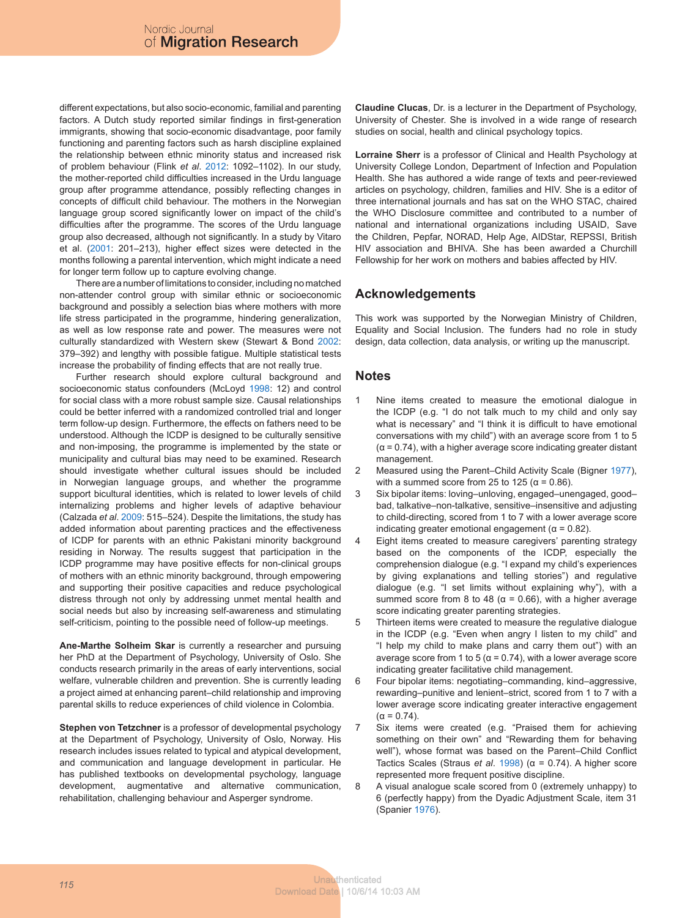different expectations, but also socio-economic, familial and parenting factors. A Dutch study reported similar findings in first-generation immigrants, showing that socio-economic disadvantage, poor family functioning and parenting factors such as harsh discipline explained the relationship between ethnic minority status and increased risk of problem behaviour (Flink *et al*. 2012: 1092–1102). In our study, the mother-reported child difficulties increased in the Urdu language group after programme attendance, possibly reflecting changes in concepts of difficult child behaviour. The mothers in the Norwegian language group scored significantly lower on impact of the child's difficulties after the programme. The scores of the Urdu language group also decreased, although not significantly. In a study by Vitaro et al. (2001: 201–213), higher effect sizes were detected in the months following a parental intervention, which might indicate a need for longer term follow up to capture evolving change.

There are a number of limitations to consider, including no matched non-attender control group with similar ethnic or socioeconomic background and possibly a selection bias where mothers with more life stress participated in the programme, hindering generalization, as well as low response rate and power. The measures were not culturally standardized with Western skew (Stewart & Bond 2002: 379–392) and lengthy with possible fatigue. Multiple statistical tests increase the probability of finding effects that are not really true.

Further research should explore cultural background and socioeconomic status confounders (McLoyd 1998: 12) and control for social class with a more robust sample size. Causal relationships could be better inferred with a randomized controlled trial and longer term follow-up design. Furthermore, the effects on fathers need to be understood. Although the ICDP is designed to be culturally sensitive and non-imposing, the programme is implemented by the state or municipality and cultural bias may need to be examined. Research should investigate whether cultural issues should be included in Norwegian language groups, and whether the programme support bicultural identities, which is related to lower levels of child internalizing problems and higher levels of adaptive behaviour (Calzada *et al*. 2009: 515–524). Despite the limitations, the study has added information about parenting practices and the effectiveness of ICDP for parents with an ethnic Pakistani minority background residing in Norway. The results suggest that participation in the ICDP programme may have positive effects for non-clinical groups of mothers with an ethnic minority background, through empowering and supporting their positive capacities and reduce psychological distress through not only by addressing unmet mental health and social needs but also by increasing self-awareness and stimulating self-criticism, pointing to the possible need of follow-up meetings.

**Ane-Marthe Solheim Skar** is currently a researcher and pursuing her PhD at the Department of Psychology, University of Oslo. She conducts research primarily in the areas of early interventions, social welfare, vulnerable children and prevention. She is currently leading a project aimed at enhancing parent–child relationship and improving parental skills to reduce experiences of child violence in Colombia.

**Stephen von Tetzchner** is a professor of developmental psychology at the Department of Psychology, University of Oslo, Norway. His research includes issues related to typical and atypical development, and communication and language development in particular. He has published textbooks on developmental psychology, language development, augmentative and alternative communication, rehabilitation, challenging behaviour and Asperger syndrome.

**Claudine Clucas**, Dr. is a lecturer in the Department of Psychology, University of Chester. She is involved in a wide range of research studies on social, health and clinical psychology topics.

**Lorraine Sherr** is a professor of Clinical and Health Psychology at University College London, Department of Infection and Population Health. She has authored a wide range of texts and peer-reviewed articles on psychology, children, families and HIV. She is a editor of three international journals and has sat on the WHO STAC, chaired the WHO Disclosure committee and contributed to a number of national and international organizations including USAID, Save the Children, Pepfar, NORAD, Help Age, AIDStar, REPSSI, British HIV association and BHIVA. She has been awarded a Churchill Fellowship for her work on mothers and babies affected by HIV.

## Acknowledgements

This work was supported by the Norwegian Ministry of Children, Equality and Social Inclusion. The funders had no role in study design, data collection, data analysis, or writing up the manuscript.

## Notes

1. Nine items created to measure the emotional dialogue in the ICDP (e.g. "I do not talk much to my child and only say what is necessary" and "I think it is difficult to have emotional conversations with my child") with an average score from 1 to 5 (α = 0.74), with a higher average score indicating greater distant management.
2. Measured using the Parent–Child Activity Scale (Bigner 1977), with a summed score from 25 to 125 (α = 0.86).
3. Six bipolar items: loving–unloving, engaged–unengaged, good–bad, talkative–non-talkative, sensitive–insensitive and adjusting to child-directing, scored from 1 to 7 with a lower average score indicating greater emotional engagement (α = 0.82).
4. Eight items created to measure caregivers' parenting strategy based on the components of the ICDP, especially the comprehension dialogue (e.g. "I expand my child's experiences by giving explanations and telling stories") and regulative dialogue (e.g. "I set limits without explaining why"), with a summed score from 8 to 48 (α = 0.66), with a higher average score indicating greater parenting strategies.
5. Thirteen items were created to measure the regulative dialogue in the ICDP (e.g. "Even when angry I listen to my child" and "I help my child to make plans and carry them out") with an average score from 1 to 5 (α = 0.74), with a lower average score indicating greater facilitative child management.
6. Four bipolar items: negotiating–commanding, kind–aggressive, rewarding–punitive and lenient–strict, scored from 1 to 7 with a lower average score indicating greater interactive engagement (α = 0.74).
7. Six items were created (e.g. "Praised them for achieving something on their own" and "Rewarding them for behaving well"), whose format was based on the Parent–Child Conflict Tactics Scales (Straus *et al*. 1998) (α = 0.74). A higher score represented more frequent positive discipline.
8. A visual analogue scale scored from 0 (extremely unhappy) to 6 (perfectly happy) from the Dyadic Adjustment Scale, item 31 (Spanier 1976).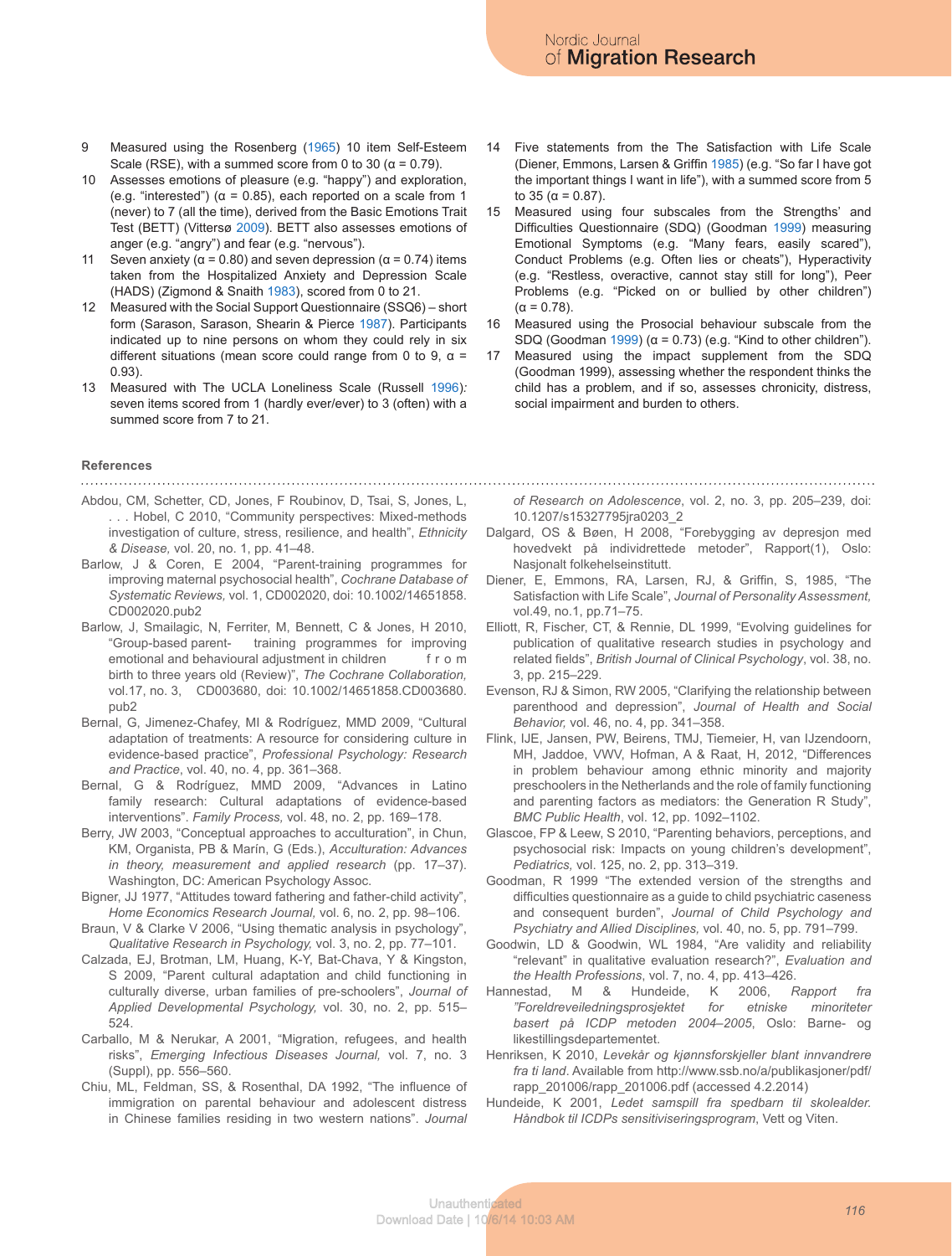9 Measured using the Rosenberg (1965) 10 item Self-Esteem Scale (RSE), with a summed score from 0 to 30 (α = 0.79).

10 Assesses emotions of pleasure (e.g. "happy") and exploration, (e.g. "interested") (α = 0.85), each reported on a scale from 1 (never) to 7 (all the time), derived from the Basic Emotions Trait Test (BETT) (Vittersø 2009). BETT also assesses emotions of anger (e.g. "angry") and fear (e.g. "nervous").

11 Seven anxiety (α = 0.80) and seven depression (α = 0.74) items taken from the Hospitalized Anxiety and Depression Scale (HADS) (Zigmond & Snaith 1983), scored from 0 to 21.

12 Measured with the Social Support Questionnaire (SSQ6) – short form (Sarason, Sarason, Shearin & Pierce 1987). Participants indicated up to nine persons on whom they could rely in six different situations (mean score could range from 0 to 9, α = 0.93).

13 Measured with The UCLA Loneliness Scale (Russell 1996): seven items scored from 1 (hardly ever/ever) to 3 (often) with a summed score from 7 to 21.

14 Five statements from the The Satisfaction with Life Scale (Diener, Emmons, Larsen & Griffin 1985) (e.g. "So far I have got the important things I want in life"), with a summed score from 5 to 35 (α = 0.87).

15 Measured using four subscales from the Strengths' and Difficulties Questionnaire (SDQ) (Goodman 1999) measuring Emotional Symptoms (e.g. "Many fears, easily scared"), Conduct Problems (e.g. Often lies or cheats"), Hyperactivity (e.g. "Restless, overactive, cannot stay still for long"), Peer Problems (e.g. "Picked on or bullied by other children") (α = 0.78).

16 Measured using the Prosocial behaviour subscale from the SDQ (Goodman 1999) (α = 0.73) (e.g. "Kind to other children").

17 Measured using the impact supplement from the SDQ (Goodman 1999), assessing whether the respondent thinks the child has a problem, and if so, assesses chronicity, distress, social impairment and burden to others.

### References

Abdou, CM, Schetter, CD, Jones, F Roubinov, D, Tsai, S, Jones, L, . . . Hobel, C 2010, "Community perspectives: Mixed-methods investigation of culture, stress, resilience, and health", *Ethnicity & Disease,* vol. 20, no. 1, pp. 41–48.

Barlow, J & Coren, E 2004, "Parent-training programmes for improving maternal psychosocial health", *Cochrane Database of Systematic Reviews,* vol. 1, CD002020, doi: 10.1002/14651858.CD002020.pub2

Barlow, J, Smailagic, N, Ferriter, M, Bennett, C & Jones, H 2010, "Group-based parent- training programmes for improving emotional and behavioural adjustment in children from birth to three years old (Review)", *The Cochrane Collaboration,* vol.17, no. 3, CD003680, doi: 10.1002/14651858.CD003680.pub2

Bernal, G, Jimenez-Chafey, MI & Rodríguez, MMD 2009, "Cultural adaptation of treatments: A resource for considering culture in evidence-based practice", *Professional Psychology: Research and Practice*, vol. 40, no. 4, pp. 361–368.

Bernal, G & Rodríguez, MMD 2009, "Advances in Latino family research: Cultural adaptations of evidence-based interventions". *Family Process,* vol. 48, no. 2, pp. 169–178.

Berry, JW 2003, "Conceptual approaches to acculturation", in Chun, KM, Organista, PB & Marín, G (Eds.), *Acculturation: Advances in theory, measurement and applied research* (pp. 17–37). Washington, DC: American Psychology Assoc.

Bigner, JJ 1977, "Attitudes toward fathering and father-child activity", *Home Economics Research Journal,* vol. 6, no. 2, pp. 98–106.

Braun, V & Clarke V 2006, "Using thematic analysis in psychology", *Qualitative Research in Psychology,* vol. 3, no. 2, pp. 77–101.

Calzada, EJ, Brotman, LM, Huang, K-Y, Bat-Chava, Y & Kingston, S 2009, "Parent cultural adaptation and child functioning in culturally diverse, urban families of pre-schoolers", *Journal of Applied Developmental Psychology,* vol. 30, no. 2, pp. 515–524.

Carballo, M & Nerukar, A 2001, "Migration, refugees, and health risks", *Emerging Infectious Diseases Journal,* vol. 7, no. 3 (Suppl), pp. 556–560.

Chiu, ML, Feldman, SS, & Rosenthal, DA 1992, "The influence of immigration on parental behaviour and adolescent distress in Chinese families residing in two western nations". *Journal of Research on Adolescence*, vol. 2, no. 3, pp. 205–239, doi: 10.1207/s15327795jra0203_2

Dalgard, OS & Bøen, H 2008, "Forebygging av depresjon med hovedvekt på individrettede metoder", Rapport(1), Oslo: Nasjonalt folkehelseinstitutt.

Diener, E, Emmons, RA, Larsen, RJ, & Griffin, S, 1985, "The Satisfaction with Life Scale", *Journal of Personality Assessment,* vol.49, no.1, pp.71–75.

Elliott, R, Fischer, CT, & Rennie, DL 1999, "Evolving guidelines for publication of qualitative research studies in psychology and related fields", *British Journal of Clinical Psychology*, vol. 38, no. 3, pp. 215–229.

Evenson, RJ & Simon, RW 2005, "Clarifying the relationship between parenthood and depression", *Journal of Health and Social Behavior,* vol. 46, no. 4, pp. 341–358.

Flink, IJE, Jansen, PW, Beirens, TMJ, Tiemeier, H, van IJzendoorn, MH, Jaddoe, VWV, Hofman, A & Raat, H, 2012, "Differences in problem behaviour among ethnic minority and majority preschoolers in the Netherlands and the role of family functioning and parenting factors as mediators: the Generation R Study", *BMC Public Health*, vol. 12, pp. 1092–1102.

Glascoe, FP & Leew, S 2010, "Parenting behaviors, perceptions, and psychosocial risk: Impacts on young children's development", *Pediatrics,* vol. 125, no. 2, pp. 313–319.

Goodman, R 1999 "The extended version of the strengths and difficulties questionnaire as a guide to child psychiatric caseness and consequent burden", *Journal of Child Psychology and Psychiatry and Allied Disciplines,* vol. 40, no. 5, pp. 791–799.

Goodwin, LD & Goodwin, WL 1984, "Are validity and reliability "relevant" in qualitative evaluation research?", *Evaluation and the Health Professions*, vol. 7, no. 4, pp. 413–426.

Hannestad, M & Hundeide, K 2006, *Rapport fra "Foreldreveiledningsprosjektet for etniske minoriteter basert på ICDP metoden 2004–2005*, Oslo: Barne- og likestillingsdepartementet.

Henriksen, K 2010, *Levekår og kjønnsforskjeller blant innvandrere fra ti land*. Available from http://www.ssb.no/a/publikasjoner/pdf/rapp_201006/rapp_201006.pdf (accessed 4.2.2014)

Hundeide, K 2001, *Ledet samspill fra spedbarn til skolealder. Håndbok til ICDPs sensitiviseringsprogram*, Vett og Viten.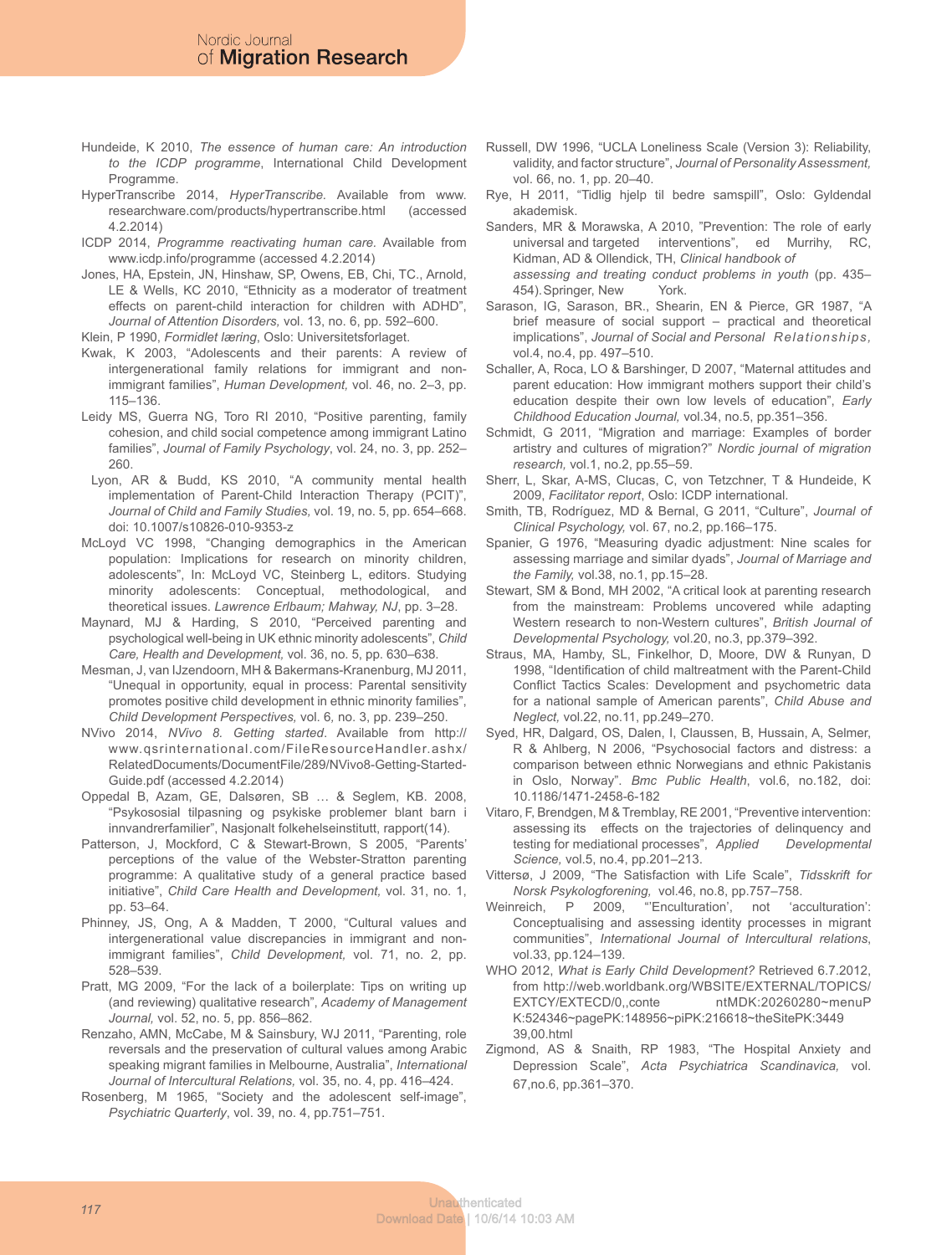Hundeide, K 2010, *The essence of human care: An introduction to the ICDP programme*, International Child Development Programme.

HyperTranscribe 2014, *HyperTranscribe.* Available from www.researchware.com/products/hypertranscribe.html (accessed 4.2.2014)

ICDP 2014, *Programme reactivating human care.* Available from www.icdp.info/programme (accessed 4.2.2014)

Jones, HA, Epstein, JN, Hinshaw, SP, Owens, EB, Chi, TC., Arnold, LE & Wells, KC 2010, "Ethnicity as a moderator of treatment effects on parent-child interaction for children with ADHD", *Journal of Attention Disorders,* vol. 13, no. 6, pp. 592–600.

Klein, P 1990, *Formidlet læring*, Oslo: Universitetsforlaget.

Kwak, K 2003, "Adolescents and their parents: A review of intergenerational family relations for immigrant and non-immigrant families", *Human Development,* vol. 46, no. 2–3, pp. 115–136.

Leidy MS, Guerra NG, Toro RI 2010, "Positive parenting, family cohesion, and child social competence among immigrant Latino families", *Journal of Family Psychology*, vol. 24, no. 3, pp. 252–260.

Lyon, AR & Budd, KS 2010, "A community mental health implementation of Parent-Child Interaction Therapy (PCIT)", *Journal of Child and Family Studies,* vol. 19, no. 5, pp. 654–668. doi: 10.1007/s10826-010-9353-z

McLoyd VC 1998, "Changing demographics in the American population: Implications for research on minority children, adolescents", In: McLoyd VC, Steinberg L, editors. Studying minority adolescents: Conceptual, methodological, and theoretical issues. *Lawrence Erlbaum; Mahway, NJ*, pp. 3–28.

Maynard, MJ & Harding, S 2010, "Perceived parenting and psychological well-being in UK ethnic minority adolescents", *Child Care, Health and Development,* vol. 36, no. 5, pp. 630–638.

Mesman, J, van IJzendoorn, MH & Bakermans-Kranenburg, MJ 2011, "Unequal in opportunity, equal in process: Parental sensitivity promotes positive child development in ethnic minority families", *Child Development Perspectives,* vol. 6, no. 3, pp. 239–250.

NVivo 2014, *NVivo 8. Getting started*. Available from http://www.qsrinternational.com/FileResourceHandler.ashx/RelatedDocuments/DocumentFile/289/NVivo8-Getting-Started-Guide.pdf (accessed 4.2.2014)

Oppedal B, Azam, GE, Dalsøren, SB … & Seglem, KB. 2008, "Psykososial tilpasning og psykiske problemer blant barn i innvandrerfamilier", Nasjonalt folkehelseinstitutt, rapport(14).

Patterson, J, Mockford, C & Stewart-Brown, S 2005, "Parents' perceptions of the value of the Webster-Stratton parenting programme: A qualitative study of a general practice based initiative", *Child Care Health and Development,* vol. 31, no. 1, pp. 53–64.

Phinney, JS, Ong, A & Madden, T 2000, "Cultural values and intergenerational value discrepancies in immigrant and non-immigrant families", *Child Development,* vol. 71, no. 2, pp. 528–539.

Pratt, MG 2009, "For the lack of a boilerplate: Tips on writing up (and reviewing) qualitative research", *Academy of Management Journal,* vol. 52, no. 5, pp. 856–862.

Renzaho, AMN, McCabe, M & Sainsbury, WJ 2011, "Parenting, role reversals and the preservation of cultural values among Arabic speaking migrant families in Melbourne, Australia", *International Journal of Intercultural Relations,* vol. 35, no. 4, pp. 416–424.

Rosenberg, M 1965, "Society and the adolescent self-image", *Psychiatric Quarterly*, vol. 39, no. 4, pp.751–751.

Russell, DW 1996, "UCLA Loneliness Scale (Version 3): Reliability, validity, and factor structure", *Journal of Personality Assessment,* vol. 66, no. 1, pp. 20–40.

Rye, H 2011, "Tidlig hjelp til bedre samspill", Oslo: Gyldendal akademisk.

Sanders, MR & Morawska, A 2010, "Prevention: The role of early universal and targeted interventions", ed Murrihy, RC, Kidman, AD & Ollendick, TH, *Clinical handbook of assessing and treating conduct problems in youth* (pp. 435–454). Springer, New York.

Sarason, IG, Sarason, BR., Shearin, EN & Pierce, GR 1987, "A brief measure of social support – practical and theoretical implications", *Journal of Social and Personal Relationships,* vol.4, no.4, pp. 497–510.

Schaller, A, Roca, LO & Barshinger, D 2007, "Maternal attitudes and parent education: How immigrant mothers support their child's education despite their own low levels of education", *Early Childhood Education Journal,* vol.34, no.5, pp.351–356.

Schmidt, G 2011, "Migration and marriage: Examples of border artistry and cultures of migration?" *Nordic journal of migration research,* vol.1, no.2, pp.55–59.

Sherr, L, Skar, A-MS, Clucas, C, von Tetzchner, T & Hundeide, K 2009, *Facilitator report*, Oslo: ICDP international.

Smith, TB, Rodríguez, MD & Bernal, G 2011, "Culture", *Journal of Clinical Psychology,* vol. 67, no.2, pp.166–175.

Spanier, G 1976, "Measuring dyadic adjustment: Nine scales for assessing marriage and similar dyads", *Journal of Marriage and the Family,* vol.38, no.1, pp.15–28.

Stewart, SM & Bond, MH 2002, "A critical look at parenting research from the mainstream: Problems uncovered while adapting Western research to non-Western cultures", *British Journal of Developmental Psychology,* vol.20, no.3, pp.379–392.

Straus, MA, Hamby, SL, Finkelhor, D, Moore, DW & Runyan, D 1998, "Identification of child maltreatment with the Parent-Child Conflict Tactics Scales: Development and psychometric data for a national sample of American parents", *Child Abuse and Neglect,* vol.22, no.11, pp.249–270.

Syed, HR, Dalgard, OS, Dalen, I, Claussen, B, Hussain, A, Selmer, R & Ahlberg, N 2006, "Psychosocial factors and distress: a comparison between ethnic Norwegians and ethnic Pakistanis in Oslo, Norway". *Bmc Public Health*, vol.6, no.182, doi: 10.1186/1471-2458-6-182

Vitaro, F, Brendgen, M & Tremblay, RE 2001, "Preventive intervention: assessing its effects on the trajectories of delinquency and testing for mediational processes", *Applied Developmental Science,* vol.5, no.4, pp.201–213.

Vittersø, J 2009, "The Satisfaction with Life Scale", *Tidsskrift for Norsk Psykologforening,* vol.46, no.8, pp.757–758.

Weinreich, P 2009, "'Enculturation', not 'acculturation': Conceptualising and assessing identity processes in migrant communities", *International Journal of Intercultural relations*, vol.33, pp.124–139.

WHO 2012, *What is Early Child Development?* Retrieved 6.7.2012, from http://web.worldbank.org/WBSITE/EXTERNAL/TOPICS/EXTCY/EXTECD/0,,contentMDK:20260280~menuPK:524346~pagePK:148956~piPK:216618~theSitePK:344939,00.html

Zigmond, AS & Snaith, RP 1983, "The Hospital Anxiety and Depression Scale", *Acta Psychiatrica Scandinavica,* vol. 67,no.6, pp.361–370.